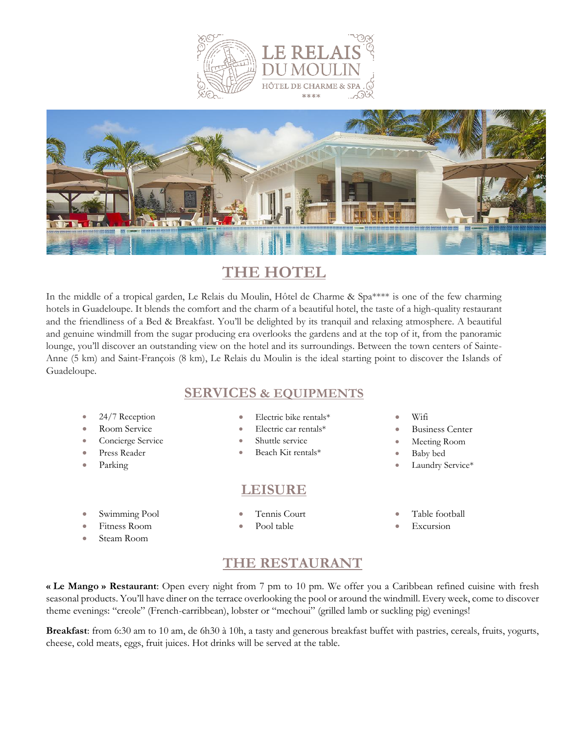# THE HOTEL

In the middle of a tropical garden, Le Relais du Moulin, Hôtel de Charme & Spa**** is one of the few charming hotels in Guadeloupe. It blends the comfort and the charm of a beautiful hotel, the taste of a high-quality restaurant and the friendliness of a Bed & Breakfast. You'll be delighted by its tranquil and relaxing atmosphere. A beautiful and genuine windmill from the sugar producing era overlooks the gardens and at the top of it, from the panoramic lounge, you'll discover an outstanding view on the hotel and its surroundings. Between the town centers of Sainte-Anne (5 km) and Saint-François (8 km), Le Relais du Moulin is the ideal starting point to discover the Islands of Guadeloupe.

## SERVICES & EQUIPMENTS

- 24/7 Reception
- Room Service
- Concierge Service
- Press Reader
- Parking
- Electric bike rentals*
- Electric car rentals*
- Shuttle service
- Beach Kit rentals*
- Wifi
- Business Center
- Meeting Room
- Baby bed
- Laundry Service*

## LEISURE

- Swimming Pool
- Fitness Room
- Steam Room
- Tennis Court
- Pool table
- Table football
- Excursion

# THE RESTAURANT

**« Le Mango » Restaurant**: Open every night from 7 pm to 10 pm. We offer you a Caribbean refined cuisine with fresh seasonal products. You'll have diner on the terrace overlooking the pool or around the windmill. Every week, come to discover theme evenings: "creole" (French-carribbean), lobster or "mechoui" (grilled lamb or suckling pig) evenings!

**Breakfast**: from 6:30 am to 10 am, de 6h30 à 10h, a tasty and generous breakfast buffet with pastries, cereals, fruits, yogurts, cheese, cold meats, eggs, fruit juices. Hot drinks will be served at the table.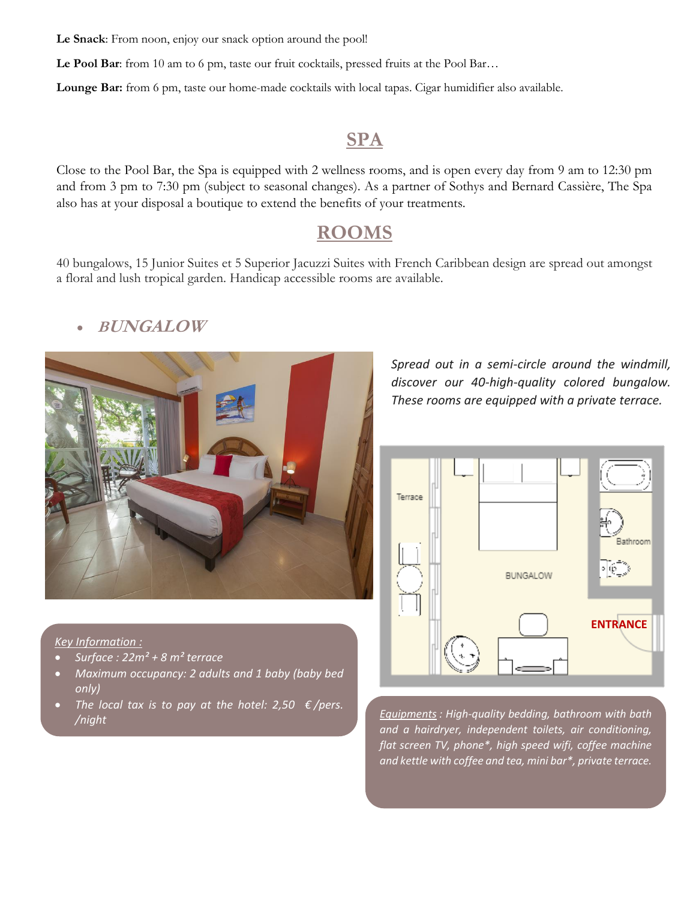**Le Snack**: From noon, enjoy our snack option around the pool!

**Le Pool Bar**: from 10 am to 6 pm, taste our fruit cocktails, pressed fruits at the Pool Bar…

**Lounge Bar:** from 6 pm, taste our home-made cocktails with local tapas. Cigar humidifier also available.

## SPA

Close to the Pool Bar, the Spa is equipped with 2 wellness rooms, and is open every day from 9 am to 12:30 pm and from 3 pm to 7:30 pm (subject to seasonal changes). As a partner of Sothys and Bernard Cassière, The Spa also has at your disposal a boutique to extend the benefits of your treatments.

## ROOMS

40 bungalows, 15 Junior Suites et 5 Superior Jacuzzi Suites with French Caribbean design are spread out amongst a floral and lush tropical garden. Handicap accessible rooms are available.

- ***BUNGALOW***

*Spread out in a semi-circle around the windmill, discover our 40-high-quality colored bungalow. These rooms are equipped with a private terrace.*

*Key Information :*

- *Surface : 22m² + 8 m² terrace*
- *Maximum occupancy: 2 adults and 1 baby (baby bed only)*
- *The local tax is to pay at the hotel: 2,50 € /pers. /night*

*Equipments : High-quality bedding, bathroom with bath and a hairdryer, independent toilets, air conditioning, flat screen TV, phone\*, high speed wifi, coffee machine and kettle with coffee and tea, mini bar\*, private terrace.*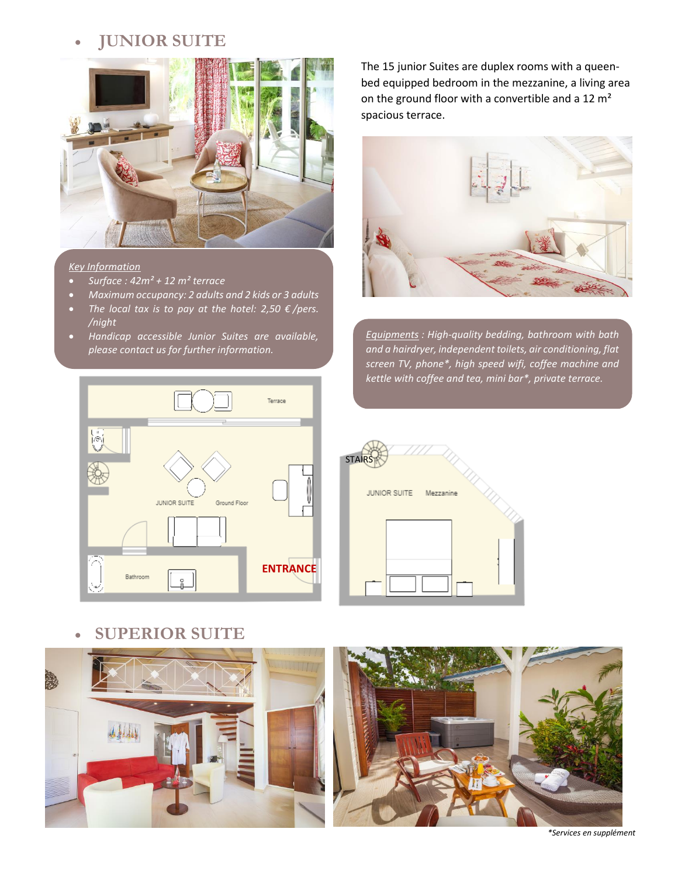- ## JUNIOR SUITE

The 15 junior Suites are duplex rooms with a queen-bed equipped bedroom in the mezzanine, a living area on the ground floor with a convertible and a 12 m² spacious terrace.

*Key Information*

- *Surface : 42m² + 12 m² terrace*
- *Maximum occupancy: 2 adults and 2 kids or 3 adults*
- *The local tax is to pay at the hotel: 2,50 € /pers. /night*
- *Handicap accessible Junior Suites are available, please contact us for further information.*

*Equipments : High-quality bedding, bathroom with bath and a hairdryer, independent toilets, air conditioning, flat screen TV, phone*, high speed wifi, coffee machine and kettle with coffee and tea, mini bar*, private terrace.*

- ## SUPERIOR SUITE

*\*Services en supplément*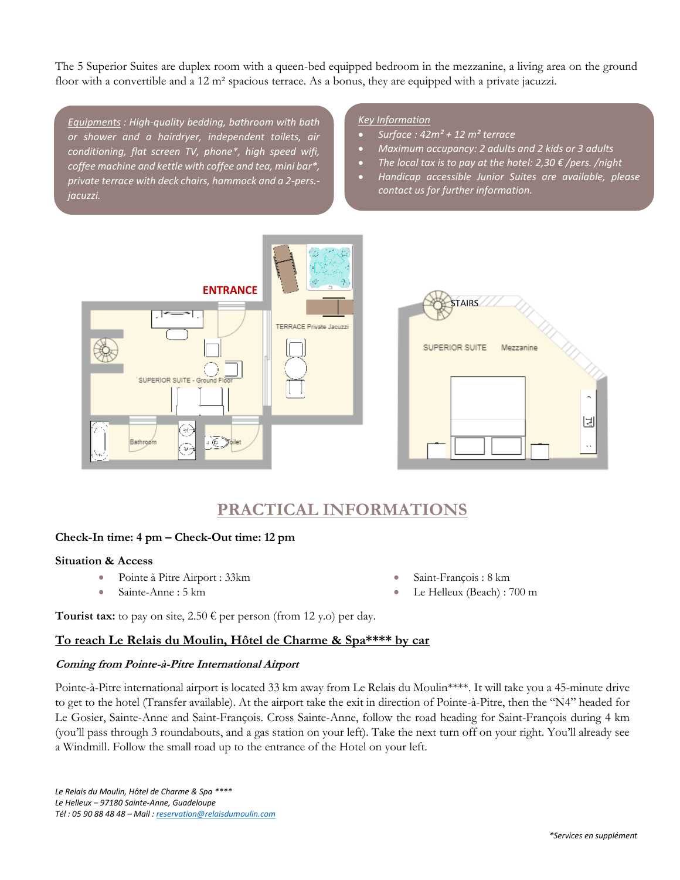The 5 Superior Suites are duplex room with a queen-bed equipped bedroom in the mezzanine, a living area on the ground floor with a convertible and a 12 m² spacious terrace. As a bonus, they are equipped with a private jacuzzi.

*Equipments : High-quality bedding, bathroom with bath or shower and a hairdryer, independent toilets, air conditioning, flat screen TV, phone*, high speed wifi, coffee machine and kettle with coffee and tea, mini bar*, private terrace with deck chairs, hammock and a 2-pers.-jacuzzi.*

*Key Information*

- *Surface : 42m² + 12 m² terrace*
- *Maximum occupancy: 2 adults and 2 kids or 3 adults*
- *The local tax is to pay at the hotel: 2,30 € /pers. /night*
- *Handicap accessible Junior Suites are available, please contact us for further information.*

ENTRANCE

TERRACE Private Jacuzzi

SUPERIOR SUITE - Ground Floor

Bathroom

Toilet

STAIRS

SUPERIOR SUITE Mezzanine

## PRACTICAL INFORMATIONS

**Check-In time: 4 pm – Check-Out time: 12 pm**

**Situation & Access**

- Pointe à Pitre Airport : 33km
- Sainte-Anne : 5 km
- Saint-François : 8 km
- Le Helleux (Beach) : 700 m

**Tourist tax:** to pay on site, 2.50 € per person (from 12 y.o) per day.

### To reach Le Relais du Moulin, Hôtel de Charme & Spa**** by car

***Coming from Pointe-à-Pitre International Airport***

Pointe-à-Pitre international airport is located 33 km away from Le Relais du Moulin****. It will take you a 45-minute drive to get to the hotel (Transfer available). At the airport take the exit in direction of Pointe-à-Pitre, then the "N4" headed for Le Gosier, Sainte-Anne and Saint-François. Cross Sainte-Anne, follow the road heading for Saint-François during 4 km (you'll pass through 3 roundabouts, and a gas station on your left). Take the next turn off on your right. You'll already see a Windmill. Follow the small road up to the entrance of the Hotel on your left.

*Le Relais du Moulin, Hôtel de Charme & Spa ****
Le Helleux – 97180 Sainte-Anne, Guadeloupe
Tél : 05 90 88 48 48 – Mail : reservation@relaisdumoulin.com*

**Services en supplément*